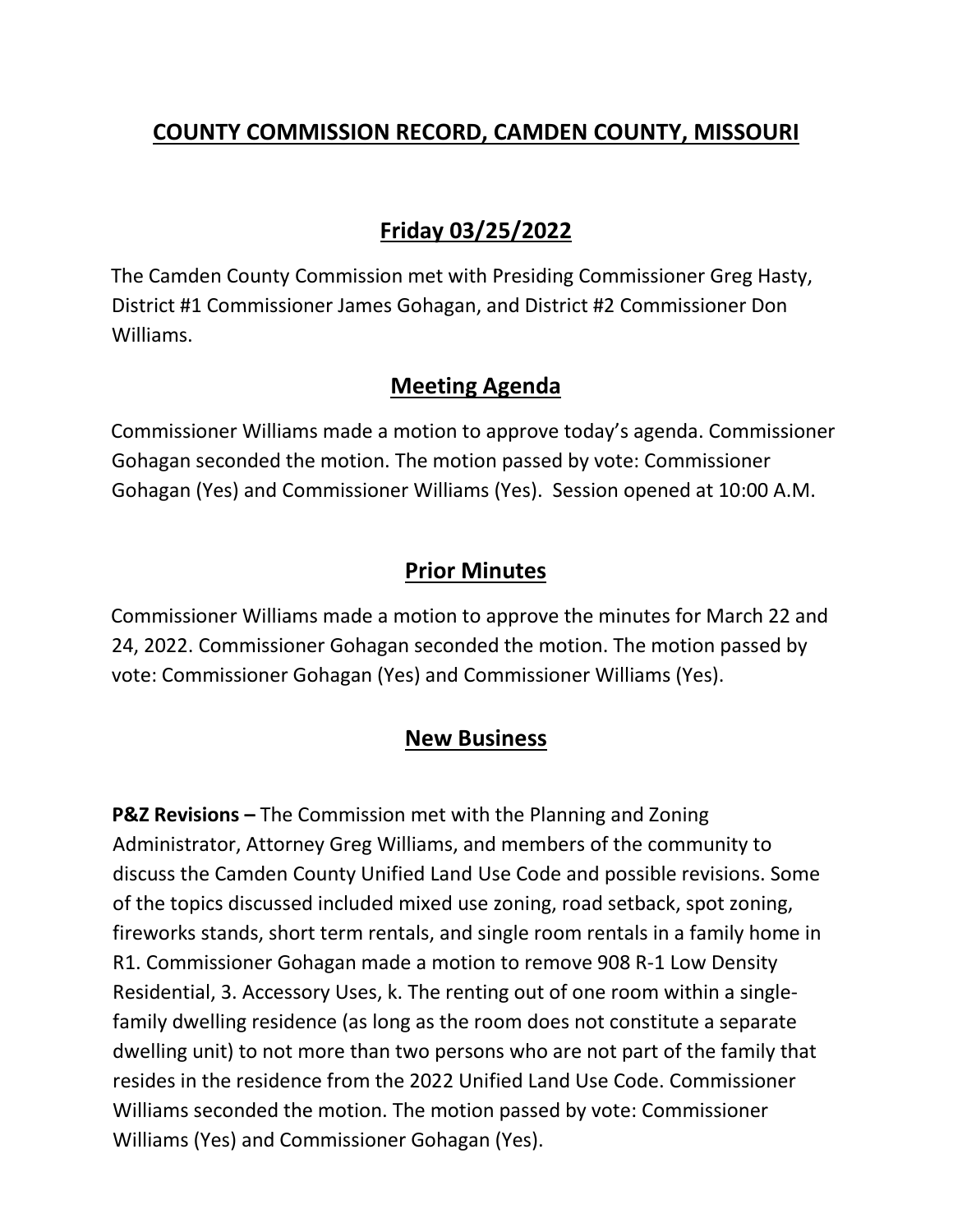# COUNTY COMMISSION RECORD, CAMDEN COUNTY, MISSOURI

## Friday 03/25/2022

The Camden County Commission met with Presiding Commissioner Greg Hasty, District #1 Commissioner James Gohagan, and District #2 Commissioner Don Williams.

## Meeting Agenda

Commissioner Williams made a motion to approve today's agenda. Commissioner Gohagan seconded the motion. The motion passed by vote: Commissioner Gohagan (Yes) and Commissioner Williams (Yes). Session opened at 10:00 A.M.

## Prior Minutes

Commissioner Williams made a motion to approve the minutes for March 22 and 24, 2022. Commissioner Gohagan seconded the motion. The motion passed by vote: Commissioner Gohagan (Yes) and Commissioner Williams (Yes).

## New Business

**P&Z Revisions –** The Commission met with the Planning and Zoning Administrator, Attorney Greg Williams, and members of the community to discuss the Camden County Unified Land Use Code and possible revisions. Some of the topics discussed included mixed use zoning, road setback, spot zoning, fireworks stands, short term rentals, and single room rentals in a family home in R1. Commissioner Gohagan made a motion to remove 908 R-1 Low Density Residential, 3. Accessory Uses, k. The renting out of one room within a single-family dwelling residence (as long as the room does not constitute a separate dwelling unit) to not more than two persons who are not part of the family that resides in the residence from the 2022 Unified Land Use Code. Commissioner Williams seconded the motion. The motion passed by vote: Commissioner Williams (Yes) and Commissioner Gohagan (Yes).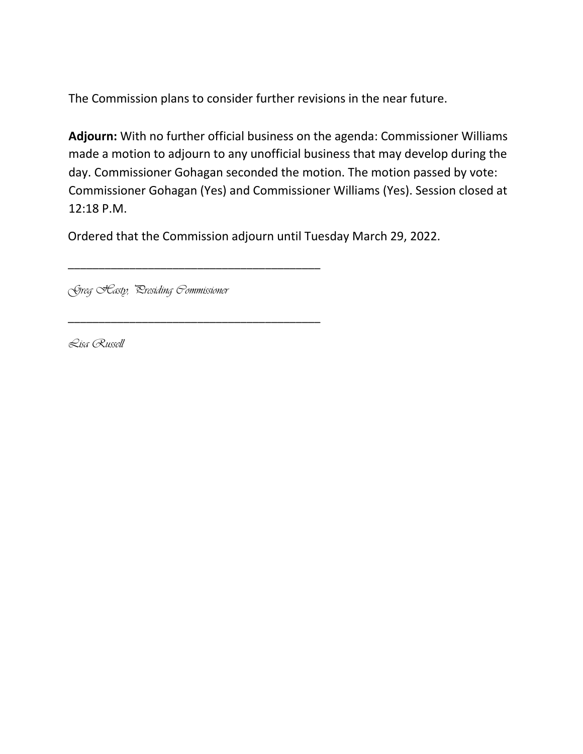The Commission plans to consider further revisions in the near future.

**Adjourn:** With no further official business on the agenda: Commissioner Williams made a motion to adjourn to any unofficial business that may develop during the day. Commissioner Gohagan seconded the motion. The motion passed by vote: Commissioner Gohagan (Yes) and Commissioner Williams (Yes). Session closed at 12:18 P.M.

Ordered that the Commission adjourn until Tuesday March 29, 2022.

________________________________________

*Greg Hasty, Presiding Commissioner*

________________________________________

*Lisa Russell*